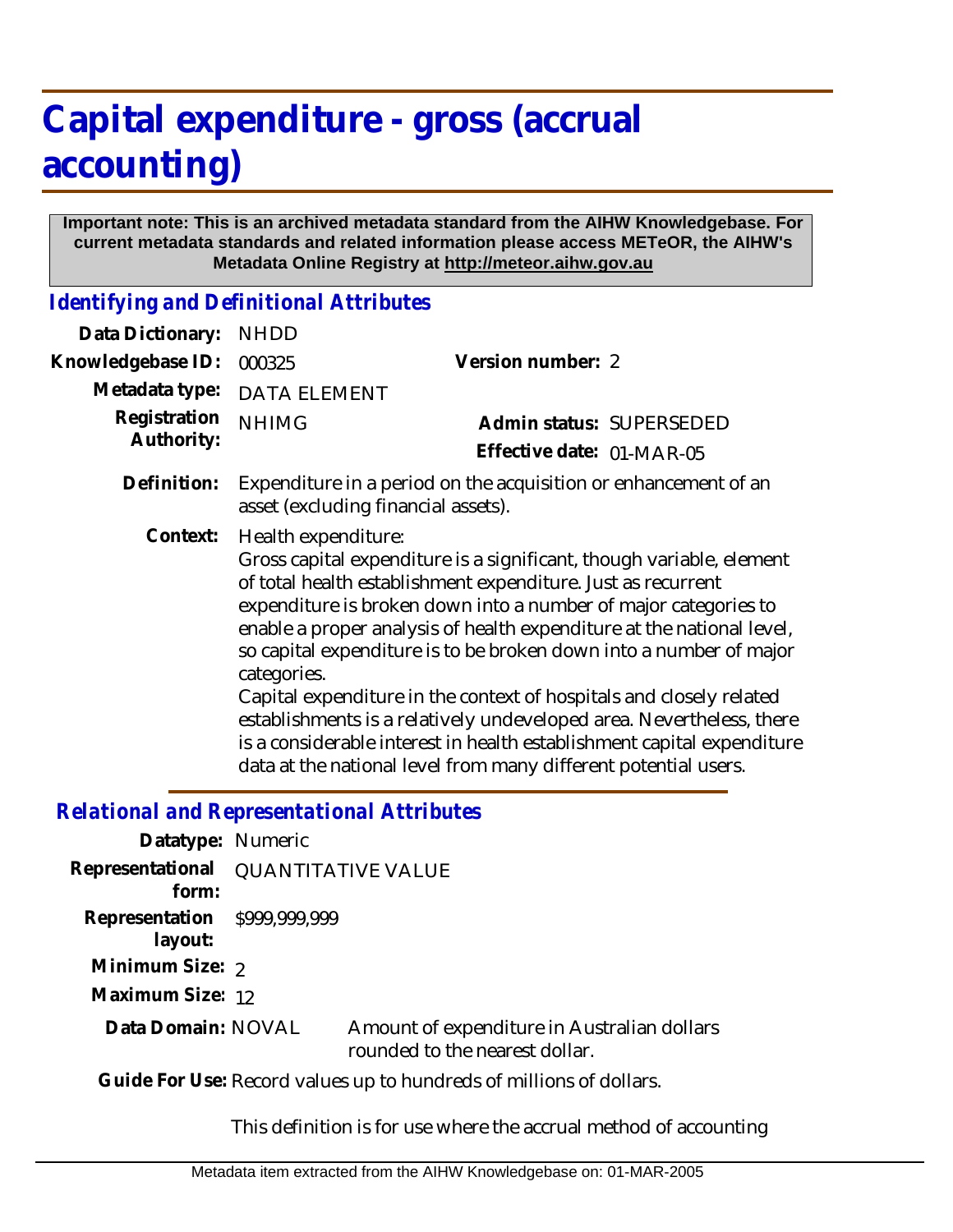# Capital expenditure - gross (accrual accounting)

**Important note: This is an archived metadata standard from the AIHW Knowledgebase. For current metadata standards and related information please access METeOR, the AIHW's Metadata Online Registry at http://meteor.aihw.gov.au**

## Identifying and Definitional Attributes

**Data Dictionary:** NHDD

**Knowledgebase ID:** 000325

**Version number:** 2

**Metadata type:** DATA ELEMENT

**Registration Authority:** NHIMG

**Admin status:** SUPERSEDED

**Effective date:** 01-MAR-05

**Definition:** Expenditure in a period on the acquisition or enhancement of an asset (excluding financial assets).

**Context:** Health expenditure:
Gross capital expenditure is a significant, though variable, element of total health establishment expenditure. Just as recurrent expenditure is broken down into a number of major categories to enable a proper analysis of health expenditure at the national level, so capital expenditure is to be broken down into a number of major categories.
Capital expenditure in the context of hospitals and closely related establishments is a relatively undeveloped area. Nevertheless, there is a considerable interest in health establishment capital expenditure data at the national level from many different potential users.

## Relational and Representational Attributes

**Datatype:** Numeric

**Representational form:** QUANTITATIVE VALUE

**Representation layout:** $999,999,999

**Minimum Size:** 2

**Maximum Size:** 12

**Data Domain:** NOVAL — Amount of expenditure in Australian dollars rounded to the nearest dollar.

**Guide For Use:** Record values up to hundreds of millions of dollars.

This definition is for use where the accrual method of accounting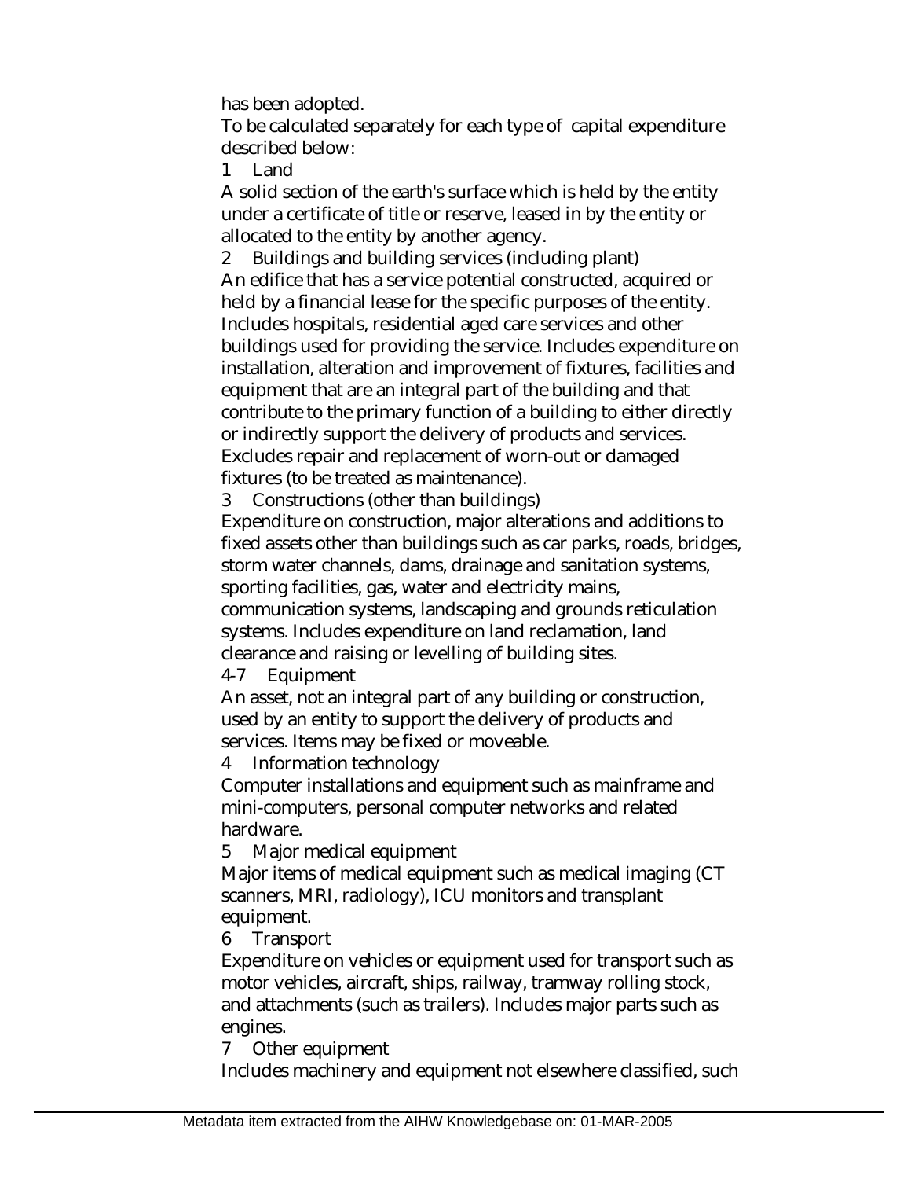has been adopted.

To be calculated separately for each type of capital expenditure described below:

1 Land

A solid section of the earth's surface which is held by the entity under a certificate of title or reserve, leased in by the entity or allocated to the entity by another agency.

2 Buildings and building services (including plant)

An edifice that has a service potential constructed, acquired or held by a financial lease for the specific purposes of the entity. Includes hospitals, residential aged care services and other buildings used for providing the service. Includes expenditure on installation, alteration and improvement of fixtures, facilities and equipment that are an integral part of the building and that contribute to the primary function of a building to either directly or indirectly support the delivery of products and services. Excludes repair and replacement of worn-out or damaged fixtures (to be treated as maintenance).

3 Constructions (other than buildings)

Expenditure on construction, major alterations and additions to fixed assets other than buildings such as car parks, roads, bridges, storm water channels, dams, drainage and sanitation systems, sporting facilities, gas, water and electricity mains, communication systems, landscaping and grounds reticulation systems. Includes expenditure on land reclamation, land clearance and raising or levelling of building sites.

4-7 Equipment

An asset, not an integral part of any building or construction, used by an entity to support the delivery of products and services. Items may be fixed or moveable.

4 Information technology

Computer installations and equipment such as mainframe and mini-computers, personal computer networks and related hardware.

5 Major medical equipment

Major items of medical equipment such as medical imaging (CT scanners, MRI, radiology), ICU monitors and transplant equipment.

6 Transport

Expenditure on vehicles or equipment used for transport such as motor vehicles, aircraft, ships, railway, tramway rolling stock, and attachments (such as trailers). Includes major parts such as engines.

7 Other equipment

Includes machinery and equipment not elsewhere classified, such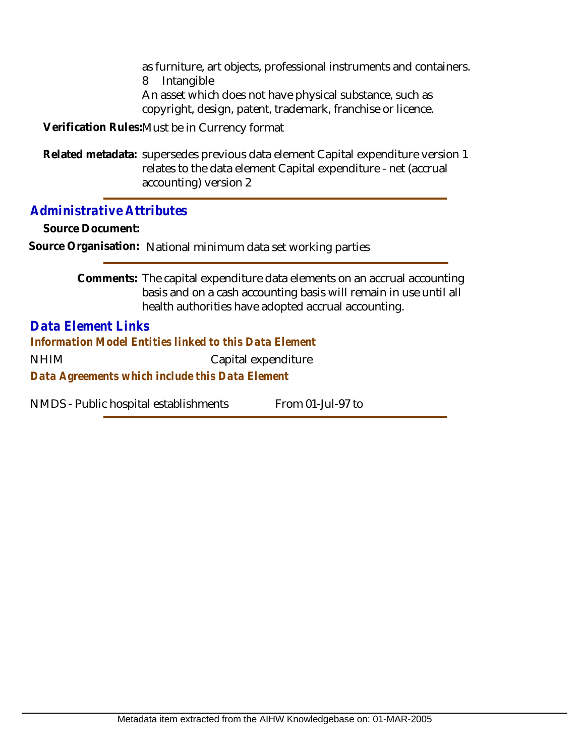as furniture, art objects, professional instruments and containers.

8 Intangible

An asset which does not have physical substance, such as copyright, design, patent, trademark, franchise or licence.

**Verification Rules:** Must be in Currency format

**Related metadata:** supersedes previous data element Capital expenditure version 1
relates to the data element Capital expenditure - net (accrual accounting) version 2

## Administrative Attributes

**Source Document:**

**Source Organisation:** National minimum data set working parties

**Comments:** The capital expenditure data elements on an accrual accounting basis and on a cash accounting basis will remain in use until all health authorities have adopted accrual accounting.

## Data Element Links

### Information Model Entities linked to this Data Element

| | |
|---|---|
| NHIM | Capital expenditure |

### Data Agreements which include this Data Element

| | |
|---|---|
| NMDS - Public hospital establishments | From 01-Jul-97 to |